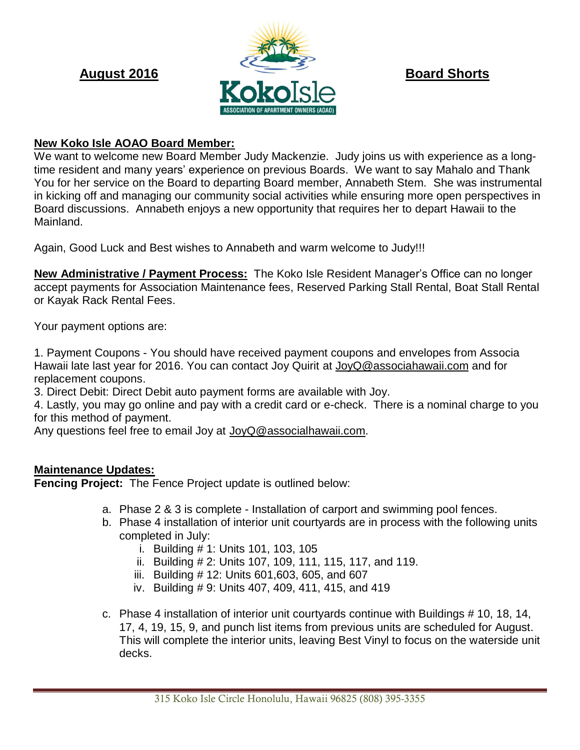**August 2016**

Koko Isle

ASSOCIATION OF APARTMENT OWNERS (AOAO)

**Board Shorts**

**New Koko Isle AOAO Board Member:**

We want to welcome new Board Member Judy Mackenzie. Judy joins us with experience as a long-time resident and many years' experience on previous Boards. We want to say Mahalo and Thank You for her service on the Board to departing Board member, Annabeth Stem. She was instrumental in kicking off and managing our community social activities while ensuring more open perspectives in Board discussions. Annabeth enjoys a new opportunity that requires her to depart Hawaii to the Mainland.

Again, Good Luck and Best wishes to Annabeth and warm welcome to Judy!!!

**New Administrative / Payment Process:** The Koko Isle Resident Manager's Office can no longer accept payments for Association Maintenance fees, Reserved Parking Stall Rental, Boat Stall Rental or Kayak Rack Rental Fees.

Your payment options are:

1. Payment Coupons - You should have received payment coupons and envelopes from Associa Hawaii late last year for 2016. You can contact Joy Quirit at JoyQ@associahawaii.com and for replacement coupons.
3. Direct Debit: Direct Debit auto payment forms are available with Joy.
4. Lastly, you may go online and pay with a credit card or e-check. There is a nominal charge to you for this method of payment.

Any questions feel free to email Joy at JoyQ@associalhawaii.com.

**Maintenance Updates:**

**Fencing Project:** The Fence Project update is outlined below:

a. Phase 2 & 3 is complete - Installation of carport and swimming pool fences.
b. Phase 4 installation of interior unit courtyards are in process with the following units completed in July:
   i. Building # 1: Units 101, 103, 105
   ii. Building # 2: Units 107, 109, 111, 115, 117, and 119.
   iii. Building # 12: Units 601,603, 605, and 607
   iv. Building # 9: Units 407, 409, 411, 415, and 419
c. Phase 4 installation of interior unit courtyards continue with Buildings # 10, 18, 14, 17, 4, 19, 15, 9, and punch list items from previous units are scheduled for August. This will complete the interior units, leaving Best Vinyl to focus on the waterside unit decks.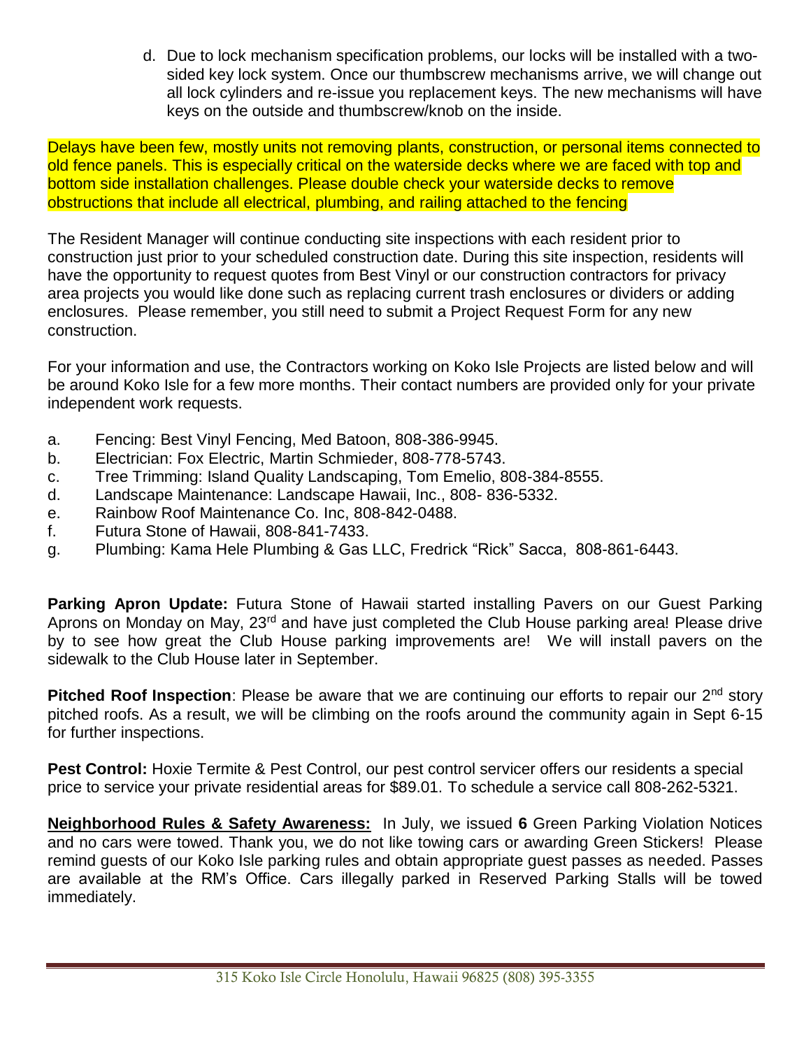d. Due to lock mechanism specification problems, our locks will be installed with a two-sided key lock system. Once our thumbscrew mechanisms arrive, we will change out all lock cylinders and re-issue you replacement keys. The new mechanisms will have keys on the outside and thumbscrew/knob on the inside.

Delays have been few, mostly units not removing plants, construction, or personal items connected to old fence panels. This is especially critical on the waterside decks where we are faced with top and bottom side installation challenges. Please double check your waterside decks to remove obstructions that include all electrical, plumbing, and railing attached to the fencing

The Resident Manager will continue conducting site inspections with each resident prior to construction just prior to your scheduled construction date. During this site inspection, residents will have the opportunity to request quotes from Best Vinyl or our construction contractors for privacy area projects you would like done such as replacing current trash enclosures or dividers or adding enclosures. Please remember, you still need to submit a Project Request Form for any new construction.

For your information and use, the Contractors working on Koko Isle Projects are listed below and will be around Koko Isle for a few more months. Their contact numbers are provided only for your private independent work requests.

a. Fencing: Best Vinyl Fencing, Med Batoon, 808-386-9945.
b. Electrician: Fox Electric, Martin Schmieder, 808-778-5743.
c. Tree Trimming: Island Quality Landscaping, Tom Emelio, 808-384-8555.
d. Landscape Maintenance: Landscape Hawaii, Inc., 808- 836-5332.
e. Rainbow Roof Maintenance Co. Inc, 808-842-0488.
f. Futura Stone of Hawaii, 808-841-7433.
g. Plumbing: Kama Hele Plumbing & Gas LLC, Fredrick "Rick" Sacca, 808-861-6443.

**Parking Apron Update:** Futura Stone of Hawaii started installing Pavers on our Guest Parking Aprons on Monday on May, 23rd and have just completed the Club House parking area! Please drive by to see how great the Club House parking improvements are! We will install pavers on the sidewalk to the Club House later in September.

**Pitched Roof Inspection**: Please be aware that we are continuing our efforts to repair our 2nd story pitched roofs. As a result, we will be climbing on the roofs around the community again in Sept 6-15 for further inspections.

**Pest Control:** Hoxie Termite & Pest Control, our pest control servicer offers our residents a special price to service your private residential areas for $89.01. To schedule a service call 808-262-5321.

**Neighborhood Rules & Safety Awareness:** In July, we issued **6** Green Parking Violation Notices and no cars were towed. Thank you, we do not like towing cars or awarding Green Stickers! Please remind guests of our Koko Isle parking rules and obtain appropriate guest passes as needed. Passes are available at the RM's Office. Cars illegally parked in Reserved Parking Stalls will be towed immediately.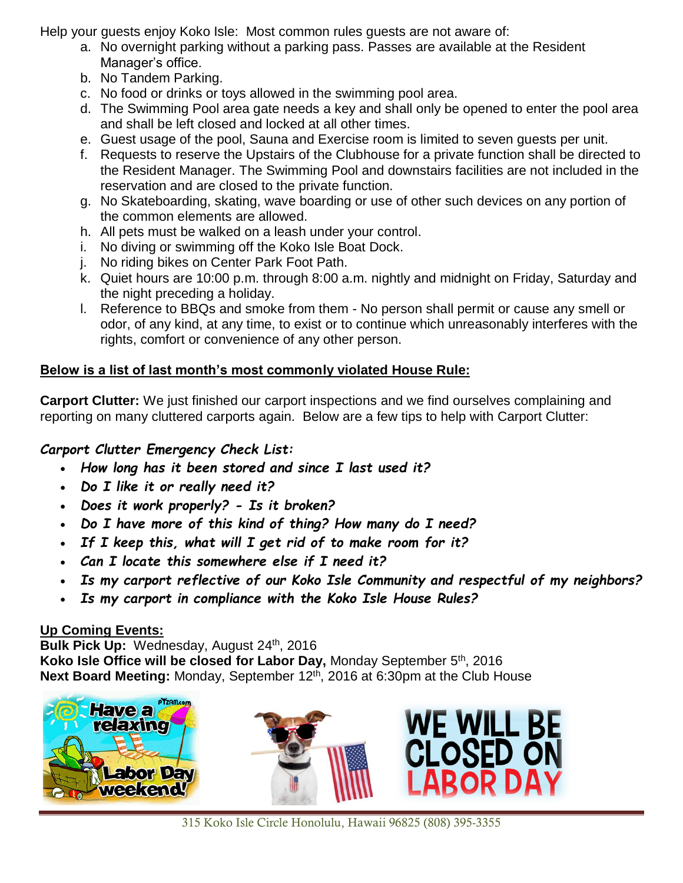Help your guests enjoy Koko Isle: Most common rules guests are not aware of:

a. No overnight parking without a parking pass. Passes are available at the Resident Manager's office.
b. No Tandem Parking.
c. No food or drinks or toys allowed in the swimming pool area.
d. The Swimming Pool area gate needs a key and shall only be opened to enter the pool area and shall be left closed and locked at all other times.
e. Guest usage of the pool, Sauna and Exercise room is limited to seven guests per unit.
f. Requests to reserve the Upstairs of the Clubhouse for a private function shall be directed to the Resident Manager. The Swimming Pool and downstairs facilities are not included in the reservation and are closed to the private function.
g. No Skateboarding, skating, wave boarding or use of other such devices on any portion of the common elements are allowed.
h. All pets must be walked on a leash under your control.
i. No diving or swimming off the Koko Isle Boat Dock.
j. No riding bikes on Center Park Foot Path.
k. Quiet hours are 10:00 p.m. through 8:00 a.m. nightly and midnight on Friday, Saturday and the night preceding a holiday.
l. Reference to BBQs and smoke from them - No person shall permit or cause any smell or odor, of any kind, at any time, to exist or to continue which unreasonably interferes with the rights, comfort or convenience of any other person.

**Below is a list of last month's most commonly violated House Rule:**

**Carport Clutter:** We just finished our carport inspections and we find ourselves complaining and reporting on many cluttered carports again. Below are a few tips to help with Carport Clutter:

***Carport Clutter Emergency Check List:***

- ***How long has it been stored and since I last used it?***
- ***Do I like it or really need it?***
- ***Does it work properly? - Is it broken?***
- ***Do I have more of this kind of thing? How many do I need?***
- ***If I keep this, what will I get rid of to make room for it?***
- ***Can I locate this somewhere else if I need it?***
- ***Is my carport reflective of our Koko Isle Community and respectful of my neighbors?***
- ***Is my carport in compliance with the Koko Isle House Rules?***

**Up Coming Events:**

**Bulk Pick Up:** Wednesday, August 24th, 2016
**Koko Isle Office will be closed for Labor Day,** Monday September 5th, 2016
**Next Board Meeting:** Monday, September 12th, 2016 at 6:30pm at the Club House

Have a relaxing Labor Day weekend!

WE WILL BE CLOSED ON LABOR DAY

315 Koko Isle Circle Honolulu, Hawaii 96825 (808) 395-3355